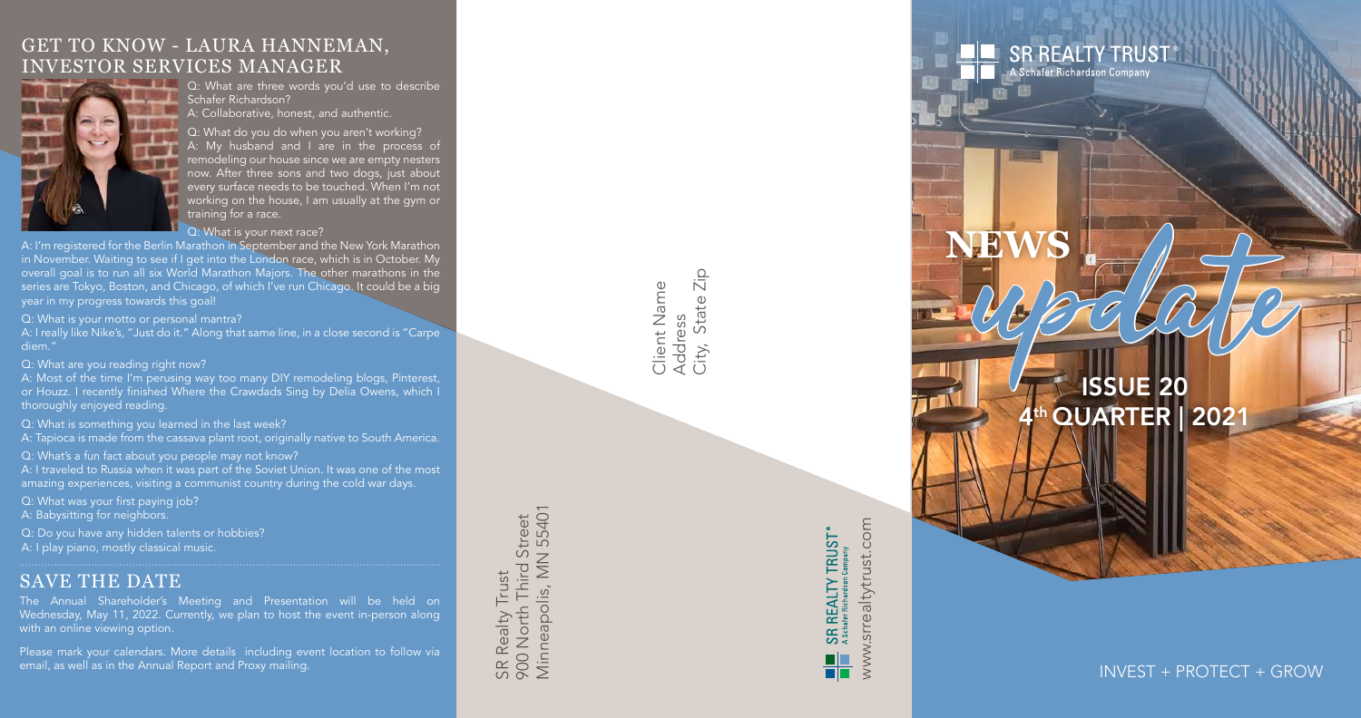## GET TO KNOW - LAURA HANNEMAN, INVESTOR SERVICES MANAGER

Q: What are three words you'd use to describe Schafer Richardson?
A: Collaborative, honest, and authentic.

Q: What do you do when you aren't working?
A: My husband and I are in the process of remodeling our house since we are empty nesters now. After three sons and two dogs, just about every surface needs to be touched. When I'm not working on the house, I am usually at the gym or training for a race.

Q: What is your next race?
A: I'm registered for the Berlin Marathon in September and the New York Marathon in November. Waiting to see if I get into the London race, which is in October. My overall goal is to run all six World Marathon Majors. The other marathons in the series are Tokyo, Boston, and Chicago, of which I've run Chicago. It could be a big year in my progress towards this goal!

Q: What is your motto or personal mantra?
A: I really like Nike's, "Just do it." Along that same line, in a close second is "Carpe diem."

Q: What are you reading right now?
A: Most of the time I'm perusing way too many DIY remodeling blogs, Pinterest, or Houzz. I recently finished Where the Crawdads Sing by Delia Owens, which I thoroughly enjoyed reading.

Q: What is something you learned in the last week?
A: Tapioca is made from the cassava plant root, originally native to South America.

Q: What's a fun fact about you people may not know?
A: I traveled to Russia when it was part of the Soviet Union. It was one of the most amazing experiences, visiting a communist country during the cold war days.

Q: What was your first paying job?
A: Babysitting for neighbors.

Q: Do you have any hidden talents or hobbies?
A: I play piano, mostly classical music.

## SAVE THE DATE

The Annual Shareholder's Meeting and Presentation will be held on Wednesday, May 11, 2022. Currently, we plan to host the event in-person along with an online viewing option.

Please mark your calendars. More details including event location to follow via email, as well as in the Annual Report and Proxy mailing.

SR Realty Trust
900 North Third Street
Minneapolis, MN 55401

Client Name
Address
City, State Zip

SR REALTY TRUST®
A Schafer Richardson Company
www.srrealtytrust.com

SR REALTY TRUST®
A Schafer Richardson Company

# NEWS update

## ISSUE 20
## 4th QUARTER | 2021

INVEST + PROTECT + GROW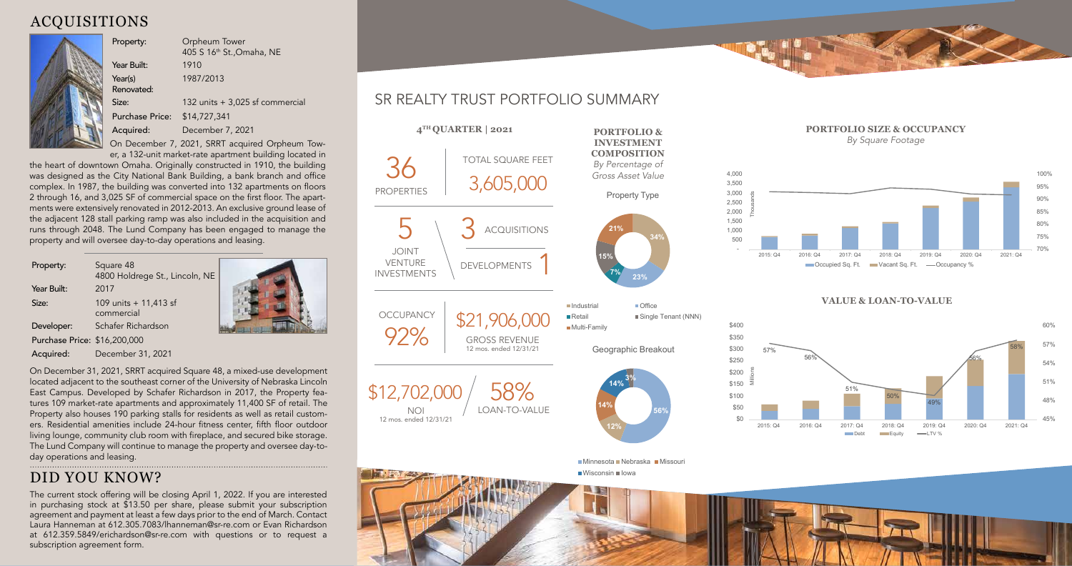## ACQUISITIONS

| | |
|---|---|
| Property: | Orpheum Tower<br>405 S 16th St.,Omaha, NE |
| Year Built: | 1910 |
| Year(s) Renovated: | 1987/2013 |
| Size: | 132 units + 3,025 sf commercial |
| Purchase Price: | $14,727,341 |
| Acquired: | December 7, 2021 |

On December 7, 2021, SRRT acquired Orpheum Tower, a 132-unit market-rate apartment building located in the heart of downtown Omaha. Originally constructed in 1910, the building was designed as the City National Bank Building, a bank branch and office complex. In 1987, the building was converted into 132 apartments on floors 2 through 16, and 3,025 SF of commercial space on the first floor. The apartments were extensively renovated in 2012-2013. An exclusive ground lease of the adjacent 128 stall parking ramp was also included in the acquisition and runs through 2048. The Lund Company has been engaged to manage the property and will oversee day-to-day operations and leasing.

| | |
|---|---|
| Property: | Square 48<br>4800 Holdrege St., Lincoln, NE |
| Year Built: | 2017 |
| Size: | 109 units + 11,413 sf commercial |
| Developer: | Schafer Richardson |
| Purchase Price: | $16,200,000 |
| Acquired: | December 31, 2021 |

On December 31, 2021, SRRT acquired Square 48, a mixed-use development located adjacent to the southeast corner of the University of Nebraska Lincoln East Campus. Developed by Schafer Richardson in 2017, the Property features 109 market-rate apartments and approximately 11,400 SF of retail. The Property also houses 190 parking stalls for residents as well as retail customers. Residential amenities include 24-hour fitness center, fifth floor outdoor living lounge, community club room with fireplace, and secured bike storage. The Lund Company will continue to manage the property and oversee day-to-day operations and leasing.

## DID YOU KNOW?

The current stock offering will be closing April 1, 2022. If you are interested in purchasing stock at $13.50 per share, please submit your subscription agreement and payment at least a few days prior to the end of March. Contact Laura Hanneman at 612.305.7083/lhanneman@sr-re.com or Evan Richardson at 612.359.5849/erichardson@sr-re.com with questions or to request a subscription agreement form.

# SR REALTY TRUST PORTFOLIO SUMMARY

### 4TH QUARTER | 2021

36 PROPERTIES

TOTAL SQUARE FEET 3,605,000

5 JOINT VENTURE INVESTMENTS

3 ACQUISITIONS

DEVELOPMENTS 1

OCCUPANCY 92%

$21,906,000 GROSS REVENUE 12 mos. ended 12/31/21

$12,702,000 NOI 12 mos. ended 12/31/21

58% LOAN-TO-VALUE

### PORTFOLIO & INVESTMENT COMPOSITION

*By Percentage of Gross Asset Value*

Property Type

21%
34%
15%
7%
23%

Industrial
Office
Retail
Single Tenant (NNN)
Multi-Family

Geographic Breakout

3%
14%
14%
12%
56%

Minnesota
Nebraska
Missouri
Wisconsin
Iowa

### PORTFOLIO SIZE & OCCUPANCY

*By Square Footage*

4,000
3,500
3,000
2,500
2,000
1,500
1,000
500
-
Thousands

100%
95%
90%
85%
80%
75%
70%

2015: Q4
2016: Q4
2017: Q4
2018: Q4
2019: Q4
2020: Q4
2021: Q4

Occupied Sq. Ft.
Vacant Sq. Ft.
Occupancy %

### VALUE & LOAN-TO-VALUE

$400
$350
$300
$250
$200
$150
$100
$50
$0
Millions

60%
57%
54%
51%
48%
45%

57%
56%
51%
50%
49%
56%
58%

2015: Q4
2016: Q4
2017: Q4
2018: Q4
2019: Q4
2020: Q4
2021: Q4

Debt
Equity
LTV %